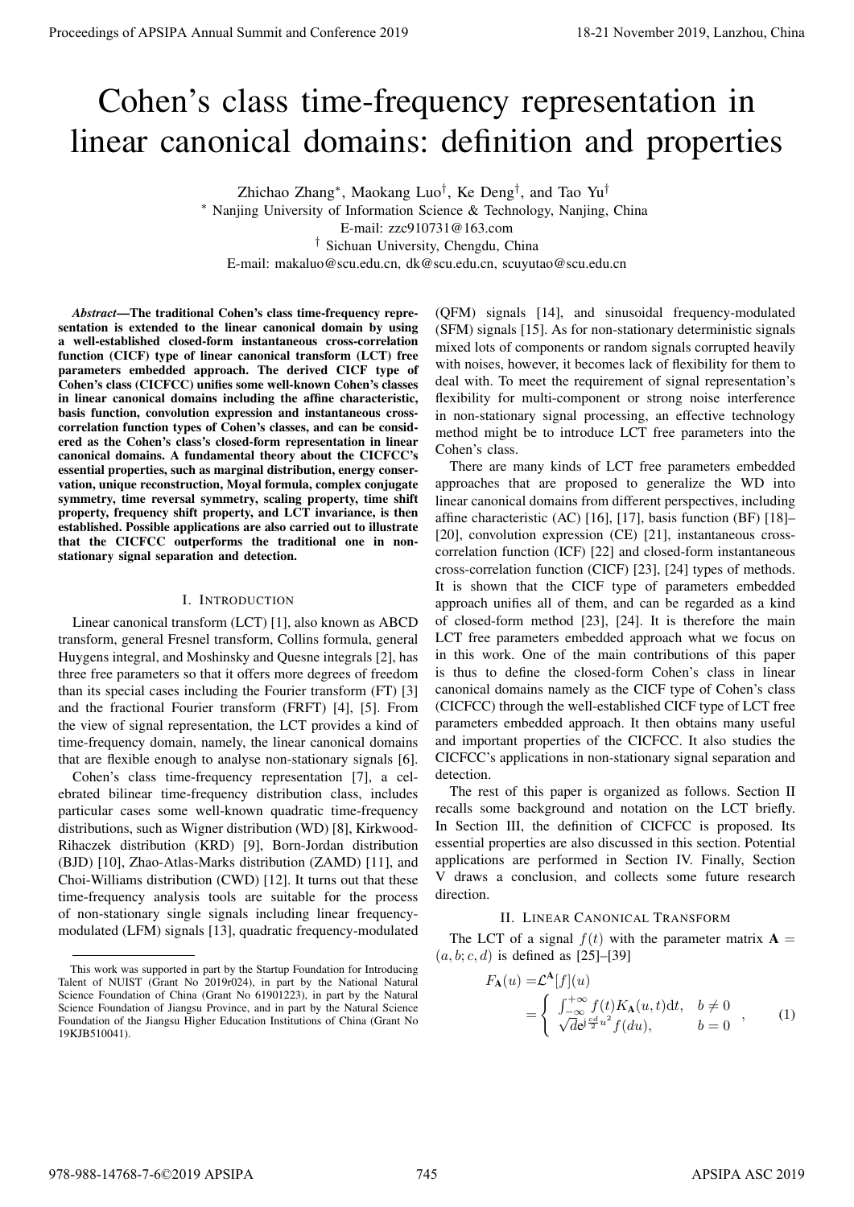# Cohen's class time-frequency representation in linear canonical domains: definition and properties

Zhichao Zhang*, Maokang Luo†, Ke Deng†, and Tao Yu†

* Nanjing University of Information Science & Technology, Nanjing, China
E-mail: zzc910731@163.com

† Sichuan University, Chengdu, China
E-mail: makaluo@scu.edu.cn, dk@scu.edu.cn, scuyutao@scu.edu.cn

***Abstract*—The traditional Cohen's class time-frequency representation is extended to the linear canonical domain by using a well-established closed-form instantaneous cross-correlation function (CICF) type of linear canonical transform (LCT) free parameters embedded approach. The derived CICF type of Cohen's class (CICFCC) unifies some well-known Cohen's classes in linear canonical domains including the affine characteristic, basis function, convolution expression and instantaneous cross-correlation function types of Cohen's classes, and can be considered as the Cohen's class's closed-form representation in linear canonical domains. A fundamental theory about the CICFCC's essential properties, such as marginal distribution, energy conservation, unique reconstruction, Moyal formula, complex conjugate symmetry, time reversal symmetry, scaling property, time shift property, frequency shift property, and LCT invariance, is then established. Possible applications are also carried out to illustrate that the CICFCC outperforms the traditional one in non-stationary signal separation and detection.**

## I. Introduction

Linear canonical transform (LCT) [1], also known as ABCD transform, general Fresnel transform, Collins formula, general Huygens integral, and Moshinsky and Quesne integrals [2], has three free parameters so that it offers more degrees of freedom than its special cases including the Fourier transform (FT) [3] and the fractional Fourier transform (FRFT) [4], [5]. From the view of signal representation, the LCT provides a kind of time-frequency domain, namely, the linear canonical domains that are flexible enough to analyse non-stationary signals [6].

Cohen's class time-frequency representation [7], a celebrated bilinear time-frequency distribution class, includes particular cases some well-known quadratic time-frequency distributions, such as Wigner distribution (WD) [8], Kirkwood-Rihaczek distribution (KRD) [9], Born-Jordan distribution (BJD) [10], Zhao-Atlas-Marks distribution (ZAMD) [11], and Choi-Williams distribution (CWD) [12]. It turns out that these time-frequency analysis tools are suitable for the process of non-stationary single signals including linear frequency-modulated (LFM) signals [13], quadratic frequency-modulated (QFM) signals [14], and sinusoidal frequency-modulated (SFM) signals [15]. As for non-stationary deterministic signals mixed lots of components or random signals corrupted heavily with noises, however, it becomes lack of flexibility for them to deal with. To meet the requirement of signal representation's flexibility for multi-component or strong noise interference in non-stationary signal processing, an effective technology method might be to introduce LCT free parameters into the Cohen's class.

There are many kinds of LCT free parameters embedded approaches that are proposed to generalize the WD into linear canonical domains from different perspectives, including affine characteristic (AC) [16], [17], basis function (BF) [18]–[20], convolution expression (CE) [21], instantaneous cross-correlation function (ICF) [22] and closed-form instantaneous cross-correlation function (CICF) [23], [24] types of methods. It is shown that the CICF type of parameters embedded approach unifies all of them, and can be regarded as a kind of closed-form method [23], [24]. It is therefore the main LCT free parameters embedded approach what we focus on in this work. One of the main contributions of this paper is thus to define the closed-form Cohen's class in linear canonical domains namely as the CICF type of Cohen's class (CICFCC) through the well-established CICF type of LCT free parameters embedded approach. It then obtains many useful and important properties of the CICFCC. It also studies the CICFCC's applications in non-stationary signal separation and detection.

The rest of this paper is organized as follows. Section II recalls some background and notation on the LCT briefly. In Section III, the definition of CICFCC is proposed. Its essential properties are also discussed in this section. Potential applications are performed in Section IV. Finally, Section V draws a conclusion, and collects some future research direction.

## II. Linear Canonical Transform

The LCT of a signal $f(t)$ with the parameter matrix $\mathbf{A} = (a, b; c, d)$ is defined as [25]–[39]

$$
\begin{aligned}
F_{\mathbf{A}}(u) &= \mathcal{L}^{\mathbf{A}}[f](u) \\
&= \begin{cases} \int_{-\infty}^{+\infty} f(t) K_{\mathbf{A}}(u,t) \mathrm{d}t, & b \neq 0 \\ \sqrt{d} e^{\mathrm{j}\frac{cd}{2}u^2} f(du), & b = 0 \end{cases}, \qquad (1)
\end{aligned}
$$

This work was supported in part by the Startup Foundation for Introducing Talent of NUIST (Grant No 2019r024), in part by the National Natural Science Foundation of China (Grant No 61901223), in part by the Natural Science Foundation of Jiangsu Province, and in part by the Natural Science Foundation of the Jiangsu Higher Education Institutions of China (Grant No 19KJB510041).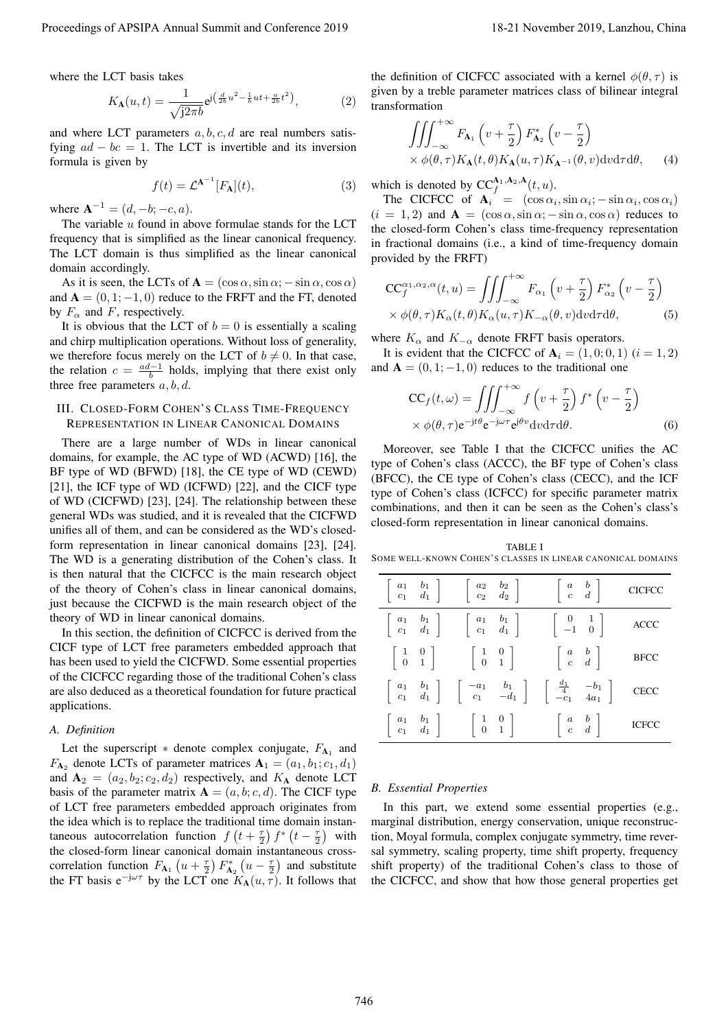where the LCT basis takes

$$K_{\mathbf{A}}(u,t)=\frac{1}{\sqrt{\mathrm{j}2\pi b}}\mathrm{e}^{\mathrm{j}\left(\frac{d}{2b}u^2-\frac{1}{b}ut+\frac{a}{2b}t^2\right)},\tag{2}$$

and where LCT parameters $a,b,c,d$ are real numbers satisfying $ad-bc=1$. The LCT is invertible and its inversion formula is given by

$$f(t)=\mathcal{L}^{\mathbf{A}^{-1}}[F_{\mathbf{A}}](t),\tag{3}$$

where $\mathbf{A}^{-1}=(d,-b;-c,a)$.

The variable $u$ found in above formulae stands for the LCT frequency that is simplified as the linear canonical frequency. The LCT domain is thus simplified as the linear canonical domain accordingly.

As it is seen, the LCTs of $\mathbf{A}=(\cos\alpha,\sin\alpha;-\sin\alpha,\cos\alpha)$ and $\mathbf{A}=(0,1;-1,0)$ reduce to the FRFT and the FT, denoted by $F_\alpha$ and $F$, respectively.

It is obvious that the LCT of $b=0$ is essentially a scaling and chirp multiplication operations. Without loss of generality, we therefore focus merely on the LCT of $b\neq 0$. In that case, the relation $c=\frac{ad-1}{b}$ holds, implying that there exist only three free parameters $a,b,d$.

## III. Closed-Form Cohen's Class Time-Frequency Representation in Linear Canonical Domains

There are a large number of WDs in linear canonical domains, for example, the AC type of WD (ACWD) [16], the BF type of WD (BFWD) [18], the CE type of WD (CEWD) [21], the ICF type of WD (ICFWD) [22], and the CICF type of WD (CICFWD) [23], [24]. The relationship between these general WDs was studied, and it is revealed that the CICFWD unifies all of them, and can be considered as the WD's closed-form representation in linear canonical domains [23], [24]. The WD is a generating distribution of the Cohen's class. It is then natural that the CICFCC is the main research object of the theory of Cohen's class in linear canonical domains, just because the CICFWD is the main research object of the theory of WD in linear canonical domains.

In this section, the definition of CICFCC is derived from the CICF type of LCT free parameters embedded approach that has been used to yield the CICFWD. Some essential properties of the CICFCC regarding those of the traditional Cohen's class are also deduced as a theoretical foundation for future practical applications.

### A. Definition

Let the superscript $*$ denote complex conjugate, $F_{\mathbf{A}_1}$ and $F_{\mathbf{A}_2}$ denote LCTs of parameter matrices $\mathbf{A}_1=(a_1,b_1;c_1,d_1)$ and $\mathbf{A}_2=(a_2,b_2;c_2,d_2)$ respectively, and $K_{\mathbf{A}}$ denote LCT basis of the parameter matrix $\mathbf{A}=(a,b;c,d)$. The CICF type of LCT free parameters embedded approach originates from the idea which is to replace the traditional time domain instantaneous autocorrelation function $f\left(t+\frac{\tau}{2}\right)f^*\left(t-\frac{\tau}{2}\right)$ with the closed-form linear canonical domain instantaneous cross-correlation function $F_{\mathbf{A}_1}\left(u+\frac{\tau}{2}\right)F^*_{\mathbf{A}_2}\left(u-\frac{\tau}{2}\right)$ and substitute the FT basis $\mathrm{e}^{-\mathrm{j}\omega\tau}$ by the LCT one $K_{\mathbf{A}}(u,\tau)$. It follows that the definition of CICFCC associated with a kernel $\phi(\theta,\tau)$ is given by a treble parameter matrices class of bilinear integral transformation

$$\iiint_{-\infty}^{+\infty}F_{\mathbf{A}_1}\left(v+\frac{\tau}{2}\right)F^*_{\mathbf{A}_2}\left(v-\frac{\tau}{2}\right)\times\phi(\theta,\tau)K_{\mathbf{A}}(t,\theta)K_{\mathbf{A}}(u,\tau)K_{\mathbf{A}^{-1}}(\theta,v)\mathrm{d}v\mathrm{d}\tau\mathrm{d}\theta,\tag{4}$$

which is denoted by $\mathrm{CC}_f^{\mathbf{A}_1,\mathbf{A}_2,\mathbf{A}}(t,u)$.

The CICFCC of $\mathbf{A}_i=(\cos\alpha_i,\sin\alpha_i;-\sin\alpha_i,\cos\alpha_i)$ $(i=1,2)$ and $\mathbf{A}=(\cos\alpha,\sin\alpha;-\sin\alpha,\cos\alpha)$ reduces to the closed-form Cohen's class time-frequency representation in fractional domains (i.e., a kind of time-frequency domain provided by the FRFT)

$$\mathrm{CC}_f^{\alpha_1,\alpha_2,\alpha}(t,u)=\iiint_{-\infty}^{+\infty}F_{\alpha_1}\left(v+\frac{\tau}{2}\right)F^*_{\alpha_2}\left(v-\frac{\tau}{2}\right)\times\phi(\theta,\tau)K_\alpha(t,\theta)K_\alpha(u,\tau)K_{-\alpha}(\theta,v)\mathrm{d}v\mathrm{d}\tau\mathrm{d}\theta,\tag{5}$$

where $K_\alpha$ and $K_{-\alpha}$ denote FRFT basis operators.

It is evident that the CICFCC of $\mathbf{A}_i=(1,0;0,1)$ $(i=1,2)$ and $\mathbf{A}=(0,1;-1,0)$ reduces to the traditional one

$$\mathrm{CC}_f(t,\omega)=\iiint_{-\infty}^{+\infty}f\left(v+\frac{\tau}{2}\right)f^*\left(v-\frac{\tau}{2}\right)\times\phi(\theta,\tau)\mathrm{e}^{-\mathrm{j}t\theta}\mathrm{e}^{-\mathrm{j}\omega\tau}\mathrm{e}^{\mathrm{j}\theta v}\mathrm{d}v\mathrm{d}\tau\mathrm{d}\theta.\tag{6}$$

Moreover, see Table I that the CICFCC unifies the AC type of Cohen's class (ACCC), the BF type of Cohen's class (BFCC), the CE type of Cohen's class (CECC), and the ICF type of Cohen's class (ICFCC) for specific parameter matrix combinations, and then it can be seen as the Cohen's class's closed-form representation in linear canonical domains.

TABLE I
Some well-known Cohen's classes in linear canonical domains

| $\mathbf{A}_1$ | $\mathbf{A}_2$ | $\mathbf{A}$ | |
|---|---|---|---|
| $\begin{bmatrix} a_1 & b_1 \\ c_1 & d_1 \end{bmatrix}$ | $\begin{bmatrix} a_2 & b_2 \\ c_2 & d_2 \end{bmatrix}$ | $\begin{bmatrix} a & b \\ c & d \end{bmatrix}$ | CICFCC |
| $\begin{bmatrix} a_1 & b_1 \\ c_1 & d_1 \end{bmatrix}$ | $\begin{bmatrix} a_1 & b_1 \\ c_1 & d_1 \end{bmatrix}$ | $\begin{bmatrix} 0 & 1 \\ -1 & 0 \end{bmatrix}$ | ACCC |
| $\begin{bmatrix} 1 & 0 \\ 0 & 1 \end{bmatrix}$ | $\begin{bmatrix} 1 & 0 \\ 0 & 1 \end{bmatrix}$ | $\begin{bmatrix} a & b \\ c & d \end{bmatrix}$ | BFCC |
| $\begin{bmatrix} a_1 & b_1 \\ c_1 & d_1 \end{bmatrix}$ | $\begin{bmatrix} -a_1 & b_1 \\ c_1 & -d_1 \end{bmatrix}$ | $\begin{bmatrix} \frac{d_1}{4} & -b_1 \\ -c_1 & 4a_1 \end{bmatrix}$ | CECC |
| $\begin{bmatrix} a_1 & b_1 \\ c_1 & d_1 \end{bmatrix}$ | $\begin{bmatrix} 1 & 0 \\ 0 & 1 \end{bmatrix}$ | $\begin{bmatrix} a & b \\ c & d \end{bmatrix}$ | ICFCC |

### B. Essential Properties

In this part, we extend some essential properties (e.g., marginal distribution, energy conservation, unique reconstruction, Moyal formula, complex conjugate symmetry, time reversal symmetry, scaling property, time shift property, frequency shift property) of the traditional Cohen's class to those of the CICFCC, and show that how those general properties get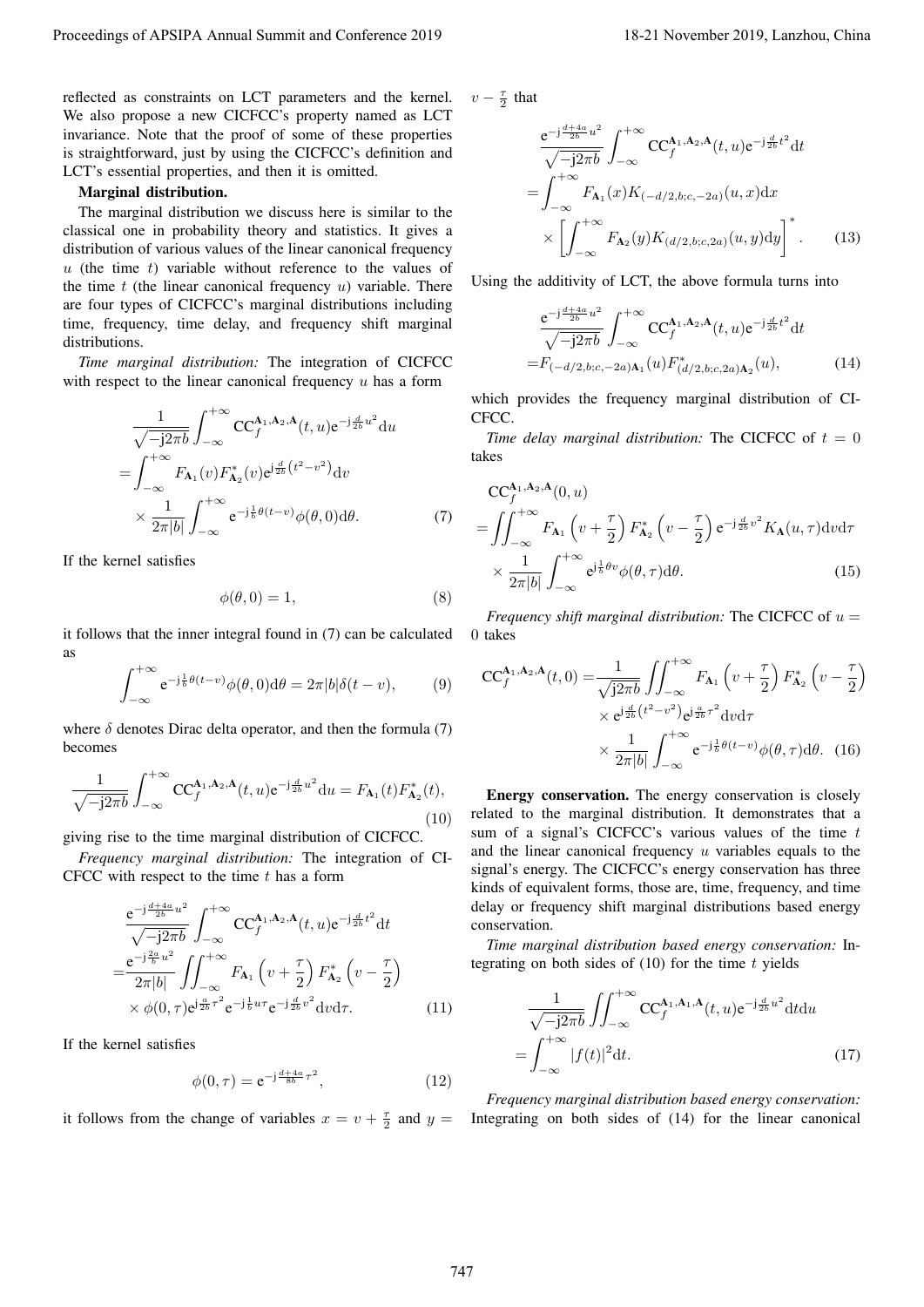reflected as constraints on LCT parameters and the kernel. We also propose a new CICFCC's property named as LCT invariance. Note that the proof of some of these properties is straightforward, just by using the CICFCC's definition and LCT's essential properties, and then it is omitted.

**Marginal distribution.**

The marginal distribution we discuss here is similar to the classical one in probability theory and statistics. It gives a distribution of various values of the linear canonical frequency $u$ (the time $t$) variable without reference to the values of the time $t$ (the linear canonical frequency $u$) variable. There are four types of CICFCC's marginal distributions including time, frequency, time delay, and frequency shift marginal distributions.

*Time marginal distribution:* The integration of CICFCC with respect to the linear canonical frequency $u$ has a form

$$\begin{aligned}&\frac{1}{\sqrt{-\mathrm{j}2\pi b}}\int_{-\infty}^{+\infty}\mathrm{CC}_f^{\mathbf{A}_1,\mathbf{A}_2,\mathbf{A}}(t,u)\mathrm{e}^{-\mathrm{j}\frac{d}{2b}u^2}\mathrm{d}u\\&=\int_{-\infty}^{+\infty}F_{\mathbf{A}_1}(v)F_{\mathbf{A}_2}^*(v)\mathrm{e}^{\mathrm{j}\frac{d}{2b}\left(t^2-v^2\right)}\mathrm{d}v\\&\quad\times\frac{1}{2\pi|b|}\int_{-\infty}^{+\infty}\mathrm{e}^{-\mathrm{j}\frac{1}{b}\theta(t-v)}\phi(\theta,0)\mathrm{d}\theta.\end{aligned}\tag{7}$$

If the kernel satisfies

$$\phi(\theta,0)=1,\tag{8}$$

it follows that the inner integral found in (7) can be calculated as

$$\int_{-\infty}^{+\infty}\mathrm{e}^{-\mathrm{j}\frac{1}{b}\theta(t-v)}\phi(\theta,0)\mathrm{d}\theta=2\pi|b|\delta(t-v),\tag{9}$$

where $\delta$ denotes Dirac delta operator, and then the formula (7) becomes

$$\frac{1}{\sqrt{-\mathrm{j}2\pi b}}\int_{-\infty}^{+\infty}\mathrm{CC}_f^{\mathbf{A}_1,\mathbf{A}_2,\mathbf{A}}(t,u)\mathrm{e}^{-\mathrm{j}\frac{d}{2b}u^2}\mathrm{d}u=F_{\mathbf{A}_1}(t)F_{\mathbf{A}_2}^*(t),\tag{10}$$

giving rise to the time marginal distribution of CICFCC.

*Frequency marginal distribution:* The integration of CICFCC with respect to the time $t$ has a form

$$\begin{aligned}&\frac{\mathrm{e}^{-\mathrm{j}\frac{d+4a}{2b}u^2}}{\sqrt{-\mathrm{j}2\pi b}}\int_{-\infty}^{+\infty}\mathrm{CC}_f^{\mathbf{A}_1,\mathbf{A}_2,\mathbf{A}}(t,u)\mathrm{e}^{-\mathrm{j}\frac{d}{2b}t^2}\mathrm{d}t\\&=\frac{\mathrm{e}^{-\mathrm{j}\frac{2a}{b}u^2}}{2\pi|b|}\iint_{-\infty}^{+\infty}F_{\mathbf{A}_1}\left(v+\frac{\tau}{2}\right)F_{\mathbf{A}_2}^*\left(v-\frac{\tau}{2}\right)\\&\quad\times\phi(0,\tau)\mathrm{e}^{\mathrm{j}\frac{a}{2b}\tau^2}\mathrm{e}^{-\mathrm{j}\frac{1}{b}u\tau}\mathrm{e}^{-\mathrm{j}\frac{d}{2b}v^2}\mathrm{d}v\mathrm{d}\tau.\end{aligned}\tag{11}$$

If the kernel satisfies

$$\phi(0,\tau)=\mathrm{e}^{-\mathrm{j}\frac{d+4a}{8b}\tau^2},\tag{12}$$

it follows from the change of variables $x=v+\frac{\tau}{2}$ and $y=v-\frac{\tau}{2}$ that

$$\begin{aligned}&\frac{\mathrm{e}^{-\mathrm{j}\frac{d+4a}{2b}u^2}}{\sqrt{-\mathrm{j}2\pi b}}\int_{-\infty}^{+\infty}\mathrm{CC}_f^{\mathbf{A}_1,\mathbf{A}_2,\mathbf{A}}(t,u)\mathrm{e}^{-\mathrm{j}\frac{d}{2b}t^2}\mathrm{d}t\\&=\int_{-\infty}^{+\infty}F_{\mathbf{A}_1}(x)K_{(-d/2,b;c,-2a)}(u,x)\mathrm{d}x\\&\quad\times\left[\int_{-\infty}^{+\infty}F_{\mathbf{A}_2}(y)K_{(d/2,b;c,2a)}(u,y)\mathrm{d}y\right]^*.\end{aligned}\tag{13}$$

Using the additivity of LCT, the above formula turns into

$$\begin{aligned}&\frac{\mathrm{e}^{-\mathrm{j}\frac{d+4a}{2b}u^2}}{\sqrt{-\mathrm{j}2\pi b}}\int_{-\infty}^{+\infty}\mathrm{CC}_f^{\mathbf{A}_1,\mathbf{A}_2,\mathbf{A}}(t,u)\mathrm{e}^{-\mathrm{j}\frac{d}{2b}t^2}\mathrm{d}t\\&=F_{(-d/2,b;c,-2a)\mathbf{A}_1}(u)F_{(d/2,b;c,2a)\mathbf{A}_2}^*(u),\end{aligned}\tag{14}$$

which provides the frequency marginal distribution of CICFCC.

*Time delay marginal distribution:* The CICFCC of $t=0$ takes

$$\begin{aligned}&\mathrm{CC}_f^{\mathbf{A}_1,\mathbf{A}_2,\mathbf{A}}(0,u)\\&=\iint_{-\infty}^{+\infty}F_{\mathbf{A}_1}\left(v+\frac{\tau}{2}\right)F_{\mathbf{A}_2}^*\left(v-\frac{\tau}{2}\right)\mathrm{e}^{-\mathrm{j}\frac{d}{2b}v^2}K_{\mathbf{A}}(u,\tau)\mathrm{d}v\mathrm{d}\tau\\&\quad\times\frac{1}{2\pi|b|}\int_{-\infty}^{+\infty}\mathrm{e}^{\mathrm{j}\frac{1}{b}\theta v}\phi(\theta,\tau)\mathrm{d}\theta.\end{aligned}\tag{15}$$

*Frequency shift marginal distribution:* The CICFCC of $u=0$ takes

$$\begin{aligned}\mathrm{CC}_f^{\mathbf{A}_1,\mathbf{A}_2,\mathbf{A}}(t,0)=&\frac{1}{\sqrt{\mathrm{j}2\pi b}}\iint_{-\infty}^{+\infty}F_{\mathbf{A}_1}\left(v+\frac{\tau}{2}\right)F_{\mathbf{A}_2}^*\left(v-\frac{\tau}{2}\right)\\&\times\mathrm{e}^{\mathrm{j}\frac{d}{2b}\left(t^2-v^2\right)}\mathrm{e}^{\mathrm{j}\frac{a}{2b}\tau^2}\mathrm{d}v\mathrm{d}\tau\\&\times\frac{1}{2\pi|b|}\int_{-\infty}^{+\infty}\mathrm{e}^{-\mathrm{j}\frac{1}{b}\theta(t-v)}\phi(\theta,\tau)\mathrm{d}\theta.\end{aligned}\tag{16}$$

**Energy conservation.** The energy conservation is closely related to the marginal distribution. It demonstrates that a sum of a signal's CICFCC's various values of the time $t$ and the linear canonical frequency $u$ variables equals to the signal's energy. The CICFCC's energy conservation has three kinds of equivalent forms, those are, time, frequency, and time delay or frequency shift marginal distributions based energy conservation.

*Time marginal distribution based energy conservation:* Integrating on both sides of (10) for the time $t$ yields

$$\begin{aligned}&\frac{1}{\sqrt{-\mathrm{j}2\pi b}}\iint_{-\infty}^{+\infty}\mathrm{CC}_f^{\mathbf{A}_1,\mathbf{A}_1,\mathbf{A}}(t,u)\mathrm{e}^{-\mathrm{j}\frac{d}{2b}u^2}\mathrm{d}t\mathrm{d}u\\&=\int_{-\infty}^{+\infty}|f(t)|^2\mathrm{d}t.\end{aligned}\tag{17}$$

*Frequency marginal distribution based energy conservation:* Integrating on both sides of (14) for the linear canonical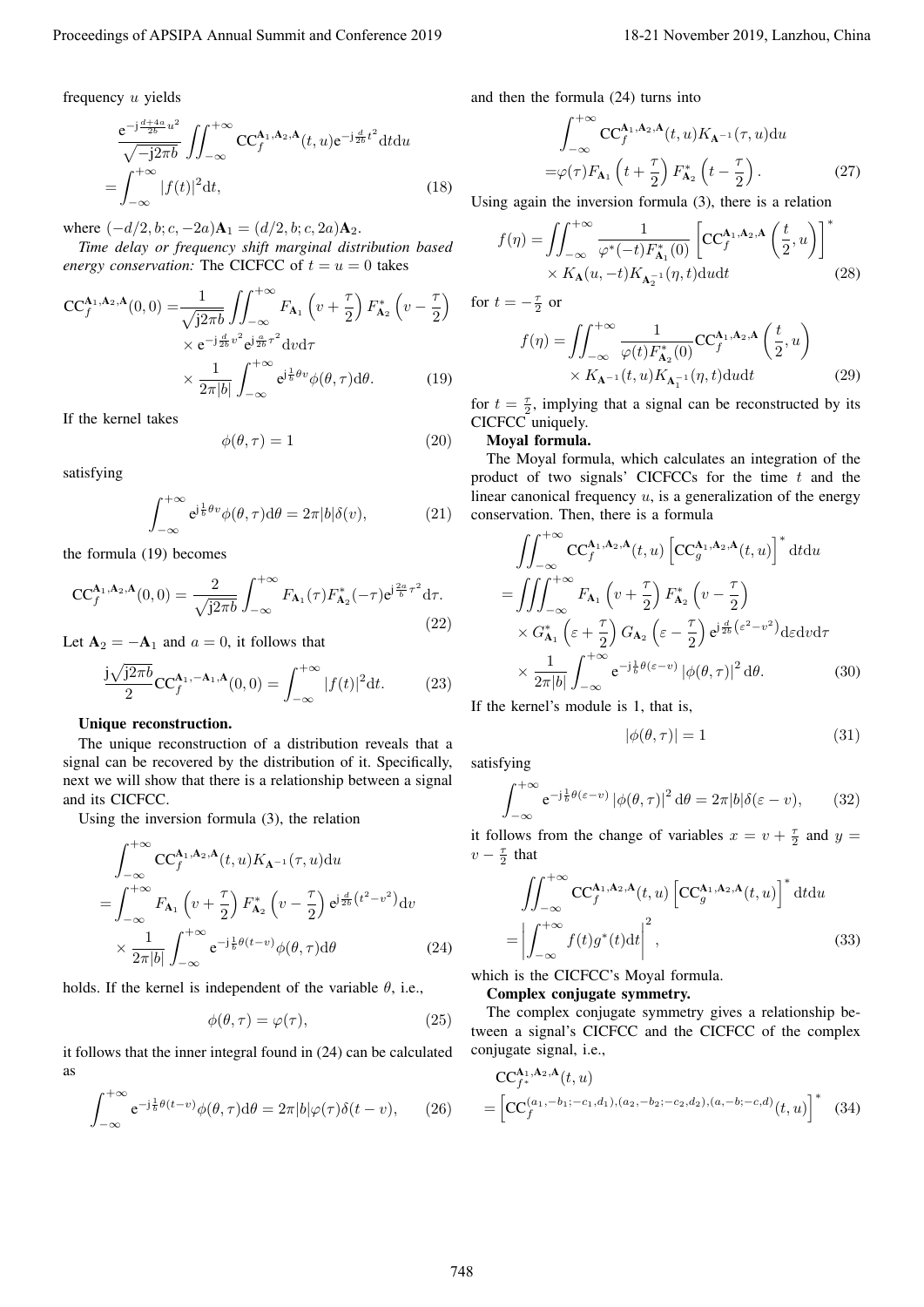frequency $u$ yields

$$
\begin{aligned}
&\frac{\mathrm{e}^{-\mathrm{j}\frac{d+4a}{2b}u^2}}{\sqrt{-\mathrm{j}2\pi b}}\iint_{-\infty}^{+\infty}\mathrm{CC}_f^{\mathbf{A}_1,\mathbf{A}_2,\mathbf{A}}(t,u)\mathrm{e}^{-\mathrm{j}\frac{d}{2b}t^2}\mathrm{d}t\mathrm{d}u\\
=&\int_{-\infty}^{+\infty}|f(t)|^2\mathrm{d}t,
\end{aligned}
\tag{18}
$$

where $(-d/2,b;c,-2a)\mathbf{A}_1=(d/2,b;c,2a)\mathbf{A}_2$.

*Time delay or frequency shift marginal distribution based energy conservation:* The CICFCC of $t=u=0$ takes

$$
\begin{aligned}
\mathrm{CC}_f^{\mathbf{A}_1,\mathbf{A}_2,\mathbf{A}}(0,0)=&\frac{1}{\sqrt{\mathrm{j}2\pi b}}\iint_{-\infty}^{+\infty}F_{\mathbf{A}_1}\left(v+\frac{\tau}{2}\right)F_{\mathbf{A}_2}^*\left(v-\frac{\tau}{2}\right)\\
&\times\mathrm{e}^{-\mathrm{j}\frac{d}{2b}v^2}\mathrm{e}^{\mathrm{j}\frac{a}{2b}\tau^2}\mathrm{d}v\mathrm{d}\tau\\
&\times\frac{1}{2\pi|b|}\int_{-\infty}^{+\infty}\mathrm{e}^{\mathrm{j}\frac{1}{b}\theta v}\phi(\theta,\tau)\mathrm{d}\theta.
\end{aligned}
\tag{19}
$$

If the kernel takes

$$
\phi(\theta,\tau)=1
\tag{20}
$$

satisfying

$$
\int_{-\infty}^{+\infty}\mathrm{e}^{\mathrm{j}\frac{1}{b}\theta v}\phi(\theta,\tau)\mathrm{d}\theta=2\pi|b|\delta(v),
\tag{21}
$$

the formula (19) becomes

$$
\mathrm{CC}_f^{\mathbf{A}_1,\mathbf{A}_2,\mathbf{A}}(0,0)=\frac{2}{\sqrt{\mathrm{j}2\pi b}}\int_{-\infty}^{+\infty}F_{\mathbf{A}_1}(\tau)F_{\mathbf{A}_2}^*(-\tau)\mathrm{e}^{\mathrm{j}\frac{2a}{b}\tau^2}\mathrm{d}\tau.
\tag{22}
$$

Let $\mathbf{A}_2=-\mathbf{A}_1$ and $a=0$, it follows that

$$
\frac{\mathrm{j}\sqrt{\mathrm{j}2\pi b}}{2}\mathrm{CC}_f^{\mathbf{A}_1,-\mathbf{A}_1,\mathbf{A}}(0,0)=\int_{-\infty}^{+\infty}|f(t)|^2\mathrm{d}t.
\tag{23}
$$

**Unique reconstruction.**

The unique reconstruction of a distribution reveals that a signal can be recovered by the distribution of it. Specifically, next we will show that there is a relationship between a signal and its CICFCC.

Using the inversion formula (3), the relation

$$
\begin{aligned}
&\int_{-\infty}^{+\infty}\mathrm{CC}_f^{\mathbf{A}_1,\mathbf{A}_2,\mathbf{A}}(t,u)K_{\mathbf{A}^{-1}}(\tau,u)\mathrm{d}u\\
=&\int_{-\infty}^{+\infty}F_{\mathbf{A}_1}\left(v+\frac{\tau}{2}\right)F_{\mathbf{A}_2}^*\left(v-\frac{\tau}{2}\right)\mathrm{e}^{\mathrm{j}\frac{d}{2b}(t^2-v^2)}\mathrm{d}v\\
&\times\frac{1}{2\pi|b|}\int_{-\infty}^{+\infty}\mathrm{e}^{-\mathrm{j}\frac{1}{b}\theta(t-v)}\phi(\theta,\tau)\mathrm{d}\theta
\end{aligned}
\tag{24}
$$

holds. If the kernel is independent of the variable $\theta$, i.e.,

$$
\phi(\theta,\tau)=\varphi(\tau),
\tag{25}
$$

it follows that the inner integral found in (24) can be calculated as

$$
\int_{-\infty}^{+\infty}\mathrm{e}^{-\mathrm{j}\frac{1}{b}\theta(t-v)}\phi(\theta,\tau)\mathrm{d}\theta=2\pi|b|\varphi(\tau)\delta(t-v),
\tag{26}
$$

and then the formula (24) turns into

$$
\begin{aligned}
&\int_{-\infty}^{+\infty}\mathrm{CC}_f^{\mathbf{A}_1,\mathbf{A}_2,\mathbf{A}}(t,u)K_{\mathbf{A}^{-1}}(\tau,u)\mathrm{d}u\\
=&\varphi(\tau)F_{\mathbf{A}_1}\left(t+\frac{\tau}{2}\right)F_{\mathbf{A}_2}^*\left(t-\frac{\tau}{2}\right).
\end{aligned}
\tag{27}
$$

Using again the inversion formula (3), there is a relation

$$
\begin{aligned}
f(\eta)=&\iint_{-\infty}^{+\infty}\frac{1}{\varphi^*(-t)F_{\mathbf{A}_1}^*(0)}\left[\mathrm{CC}_f^{\mathbf{A}_1,\mathbf{A}_2,\mathbf{A}}\left(\frac{t}{2},u\right)\right]^*\\
&\times K_{\mathbf{A}}(u,-t)K_{\mathbf{A}_2^{-1}}(\eta,t)\mathrm{d}u\mathrm{d}t
\end{aligned}
\tag{28}
$$

for $t=-\frac{\tau}{2}$ or

$$
\begin{aligned}
f(\eta)=&\iint_{-\infty}^{+\infty}\frac{1}{\varphi(t)F_{\mathbf{A}_2}^*(0)}\mathrm{CC}_f^{\mathbf{A}_1,\mathbf{A}_2,\mathbf{A}}\left(\frac{t}{2},u\right)\\
&\times K_{\mathbf{A}^{-1}}(t,u)K_{\mathbf{A}_1^{-1}}(\eta,t)\mathrm{d}u\mathrm{d}t
\end{aligned}
\tag{29}
$$

for $t=\frac{\tau}{2}$, implying that a signal can be reconstructed by its CICFCC uniquely.

**Moyal formula.**

The Moyal formula, which calculates an integration of the product of two signals' CICFCCs for the time $t$ and the linear canonical frequency $u$, is a generalization of the energy conservation. Then, there is a formula

$$
\begin{aligned}
&\iint_{-\infty}^{+\infty}\mathrm{CC}_f^{\mathbf{A}_1,\mathbf{A}_2,\mathbf{A}}(t,u)\left[\mathrm{CC}_g^{\mathbf{A}_1,\mathbf{A}_2,\mathbf{A}}(t,u)\right]^*\mathrm{d}t\mathrm{d}u\\
=&\iiint_{-\infty}^{+\infty}F_{\mathbf{A}_1}\left(v+\frac{\tau}{2}\right)F_{\mathbf{A}_2}^*\left(v-\frac{\tau}{2}\right)\\
&\times G_{\mathbf{A}_1}^*\left(\varepsilon+\frac{\tau}{2}\right)G_{\mathbf{A}_2}\left(\varepsilon-\frac{\tau}{2}\right)\mathrm{e}^{\mathrm{j}\frac{d}{2b}(\varepsilon^2-v^2)}\mathrm{d}\varepsilon\mathrm{d}v\mathrm{d}\tau\\
&\times\frac{1}{2\pi|b|}\int_{-\infty}^{+\infty}\mathrm{e}^{-\mathrm{j}\frac{1}{b}\theta(\varepsilon-v)}\left|\phi(\theta,\tau)\right|^2\mathrm{d}\theta.
\end{aligned}
\tag{30}
$$

If the kernel's module is 1, that is,

$$
|\phi(\theta,\tau)|=1
\tag{31}
$$

satisfying

$$
\int_{-\infty}^{+\infty}\mathrm{e}^{-\mathrm{j}\frac{1}{b}\theta(\varepsilon-v)}\left|\phi(\theta,\tau)\right|^2\mathrm{d}\theta=2\pi|b|\delta(\varepsilon-v),
\tag{32}
$$

it follows from the change of variables $x=v+\frac{\tau}{2}$ and $y=v-\frac{\tau}{2}$ that

$$
\begin{aligned}
&\iint_{-\infty}^{+\infty}\mathrm{CC}_f^{\mathbf{A}_1,\mathbf{A}_2,\mathbf{A}}(t,u)\left[\mathrm{CC}_g^{\mathbf{A}_1,\mathbf{A}_2,\mathbf{A}}(t,u)\right]^*\mathrm{d}t\mathrm{d}u\\
=&\left|\int_{-\infty}^{+\infty}f(t)g^*(t)\mathrm{d}t\right|^2,
\end{aligned}
\tag{33}
$$

which is the CICFCC's Moyal formula.

**Complex conjugate symmetry.**

The complex conjugate symmetry gives a relationship between a signal's CICFCC and the CICFCC of the complex conjugate signal, i.e.,

$$
\begin{aligned}
&\mathrm{CC}_{f^*}^{\mathbf{A}_1,\mathbf{A}_2,\mathbf{A}}(t,u)\\
=&\left[\mathrm{CC}_f^{(a_1,-b_1;-c_1,d_1),(a_2,-b_2;-c_2,d_2),(a,-b;-c,d)}(t,u)\right]^*
\end{aligned}
\tag{34}
$$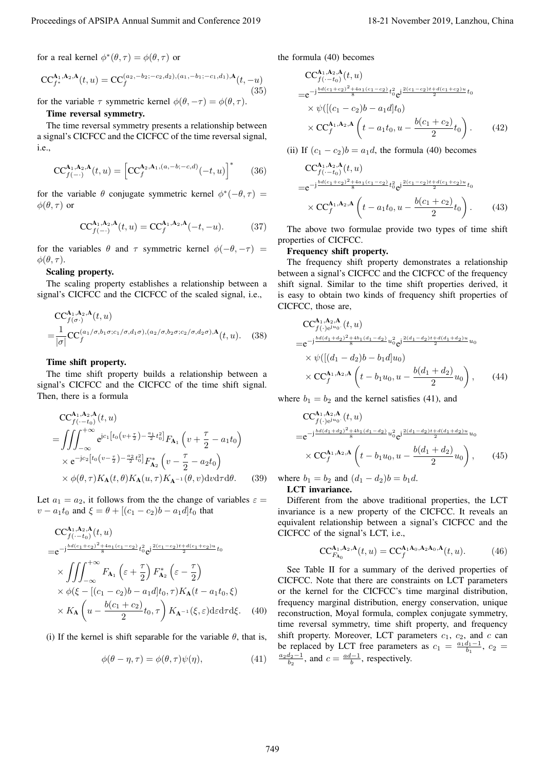for a real kernel $\phi^*(\theta,\tau)=\phi(\theta,\tau)$ or

$$\mathrm{CC}_{f^*}^{\mathbf{A}_1,\mathbf{A}_2,\mathbf{A}}(t,u)=\mathrm{CC}_f^{(a_2,-b_2;-c_2,d_2),(a_1,-b_1;-c_1,d_1),\mathbf{A}}(t,-u) \tag{35}$$

for the variable $\tau$ symmetric kernel $\phi(\theta,-\tau)=\phi(\theta,\tau)$.

**Time reversal symmetry.**

The time reversal symmetry presents a relationship between a signal's CICFCC and the CICFCC of the time reversal signal, i.e.,

$$\mathrm{CC}_{f(-\cdot)}^{\mathbf{A}_1,\mathbf{A}_2,\mathbf{A}}(t,u)=\left[\mathrm{CC}_f^{\mathbf{A}_2,\mathbf{A}_1,(a,-b;-c,d)}(-t,u)\right]^* \tag{36}$$

for the variable $\theta$ conjugate symmetric kernel $\phi^*(-\theta,\tau)=\phi(\theta,\tau)$ or

$$\mathrm{CC}_{f(-\cdot)}^{\mathbf{A}_1,\mathbf{A}_2,\mathbf{A}}(t,u)=\mathrm{CC}_f^{\mathbf{A}_1,\mathbf{A}_2,\mathbf{A}}(-t,-u). \tag{37}$$

for the variables $\theta$ and $\tau$ symmetric kernel $\phi(-\theta,-\tau)=\phi(\theta,\tau)$.

**Scaling property.**

The scaling property establishes a relationship between a signal's CICFCC and the CICFCC of the scaled signal, i.e.,

$$\begin{aligned}&\mathrm{CC}_{f(\sigma\cdot)}^{\mathbf{A}_1,\mathbf{A}_2,\mathbf{A}}(t,u)\\=&\frac{1}{|\sigma|}\mathrm{CC}_f^{(a_1/\sigma,b_1\sigma;c_1/\sigma,d_1\sigma),(a_2/\sigma,b_2\sigma;c_2/\sigma,d_2\sigma),\mathbf{A}}(t,u).\end{aligned} \tag{38}$$

**Time shift property.**

The time shift property builds a relationship between a signal's CICFCC and the CICFCC of the time shift signal. Then, there is a formula

$$\begin{aligned}&\mathrm{CC}_{f(\cdot-t_0)}^{\mathbf{A}_1,\mathbf{A}_2,\mathbf{A}}(t,u)\\=&\iiint_{-\infty}^{+\infty}\mathrm{e}^{\mathrm{j}c_1\left[t_0\left(v+\frac{\tau}{2}\right)-\frac{a_1}{2}t_0^2\right]}F_{\mathbf{A}_1}\left(v+\frac{\tau}{2}-a_1t_0\right)\\&\times\mathrm{e}^{-\mathrm{j}c_2\left[t_0\left(v-\frac{\tau}{2}\right)-\frac{a_2}{2}t_0^2\right]}F_{\mathbf{A}_2}^*\left(v-\frac{\tau}{2}-a_2t_0\right)\\&\times\phi(\theta,\tau)K_{\mathbf{A}}(t,\theta)K_{\mathbf{A}}(u,\tau)K_{\mathbf{A}^{-1}}(\theta,v)\mathrm{d}v\mathrm{d}\tau\mathrm{d}\theta.\end{aligned} \tag{39}$$

Let $a_1=a_2$, it follows from the the change of variables $\varepsilon=v-a_1t_0$ and $\xi=\theta+[(c_1-c_2)b-a_1d]t_0$ that

$$\begin{aligned}&\mathrm{CC}_{f(\cdot-t_0)}^{\mathbf{A}_1,\mathbf{A}_2,\mathbf{A}}(t,u)\\=&\mathrm{e}^{-\mathrm{j}\frac{bd(c_1+c_2)^2+4a_1(c_1-c_2)}{8}t_0^2}\mathrm{e}^{\mathrm{j}\frac{2(c_1-c_2)t+d(c_1+c_2)u}{2}t_0}\\&\times\iiint_{-\infty}^{+\infty}F_{\mathbf{A}_1}\left(\varepsilon+\frac{\tau}{2}\right)F_{\mathbf{A}_2}^*\left(\varepsilon-\frac{\tau}{2}\right)\\&\times\phi(\xi-[(c_1-c_2)b-a_1d]t_0,\tau)K_{\mathbf{A}}(t-a_1t_0,\xi)\\&\times K_{\mathbf{A}}\left(u-\frac{b(c_1+c_2)}{2}t_0,\tau\right)K_{\mathbf{A}^{-1}}(\xi,\varepsilon)\mathrm{d}\varepsilon\mathrm{d}\tau\mathrm{d}\xi.\end{aligned} \tag{40}$$

(i) If the kernel is shift separable for the variable $\theta$, that is,

$$\phi(\theta-\eta,\tau)=\phi(\theta,\tau)\psi(\eta), \tag{41}$$

the formula (40) becomes

$$\begin{aligned}&\mathrm{CC}_{f(\cdot-t_0)}^{\mathbf{A}_1,\mathbf{A}_2,\mathbf{A}}(t,u)\\=&\mathrm{e}^{-\mathrm{j}\frac{bd(c_1+c_2)^2+4a_1(c_1-c_2)}{8}t_0^2}\mathrm{e}^{\mathrm{j}\frac{2(c_1-c_2)t+d(c_1+c_2)u}{2}t_0}\\&\times\psi([(c_1-c_2)b-a_1d]t_0)\\&\times\mathrm{CC}_f^{\mathbf{A}_1,\mathbf{A}_2,\mathbf{A}}\left(t-a_1t_0,u-\frac{b(c_1+c_2)}{2}t_0\right).\end{aligned} \tag{42}$$

(ii) If $(c_1-c_2)b=a_1d$, the formula (40) becomes

$$\begin{aligned}&\mathrm{CC}_{f(\cdot-t_0)}^{\mathbf{A}_1,\mathbf{A}_2,\mathbf{A}}(t,u)\\=&\mathrm{e}^{-\mathrm{j}\frac{bd(c_1+c_2)^2+4a_1(c_1-c_2)}{8}t_0^2}\mathrm{e}^{\mathrm{j}\frac{2(c_1-c_2)t+d(c_1+c_2)u}{2}t_0}\\&\times\mathrm{CC}_f^{\mathbf{A}_1,\mathbf{A}_2,\mathbf{A}}\left(t-a_1t_0,u-\frac{b(c_1+c_2)}{2}t_0\right).\end{aligned} \tag{43}$$

The above two formulae provide two types of time shift properties of CICFCC.

**Frequency shift property.**

The frequency shift property demonstrates a relationship between a signal's CICFCC and the CICFCC of the frequency shift signal. Similar to the time shift properties derived, it is easy to obtain two kinds of frequency shift properties of CICFCC, those are,

$$\begin{aligned}&\mathrm{CC}_{f(\cdot)\mathrm{e}^{\mathrm{j}u_0\cdot}}^{\mathbf{A}_1,\mathbf{A}_2,\mathbf{A}}(t,u)\\=&\mathrm{e}^{-\mathrm{j}\frac{bd(d_1+d_2)^2+4b_1(d_1-d_2)}{8}u_0^2}\mathrm{e}^{\mathrm{j}\frac{2(d_1-d_2)t+d(d_1+d_2)u}{2}u_0}\\&\times\psi([(d_1-d_2)b-b_1d]u_0)\\&\times\mathrm{CC}_f^{\mathbf{A}_1,\mathbf{A}_2,\mathbf{A}}\left(t-b_1u_0,u-\frac{b(d_1+d_2)}{2}u_0\right),\end{aligned} \tag{44}$$

where $b_1=b_2$ and the kernel satisfies (41), and

$$\begin{aligned}&\mathrm{CC}_{f(\cdot)\mathrm{e}^{\mathrm{j}u_0\cdot}}^{\mathbf{A}_1,\mathbf{A}_2,\mathbf{A}}(t,u)\\=&\mathrm{e}^{-\mathrm{j}\frac{bd(d_1+d_2)^2+4b_1(d_1-d_2)}{8}u_0^2}\mathrm{e}^{\mathrm{j}\frac{2(d_1-d_2)t+d(d_1+d_2)u}{2}u_0}\\&\times\mathrm{CC}_f^{\mathbf{A}_1,\mathbf{A}_2,\mathbf{A}}\left(t-b_1u_0,u-\frac{b(d_1+d_2)}{2}u_0\right),\end{aligned} \tag{45}$$

where $b_1=b_2$ and $(d_1-d_2)b=b_1d$.

**LCT invariance.**

Different from the above traditional properties, the LCT invariance is a new property of the CICFCC. It reveals an equivalent relationship between a signal's CICFCC and the CICFCC of the signal's LCT, i.e.,

$$\mathrm{CC}_{F_{\mathbf{A}_0}}^{\mathbf{A}_1,\mathbf{A}_2,\mathbf{A}}(t,u)=\mathrm{CC}_f^{\mathbf{A}_1\mathbf{A}_0,\mathbf{A}_2\mathbf{A}_0,\mathbf{A}}(t,u). \tag{46}$$

See Table II for a summary of the derived properties of CICFCC. Note that there are constraints on LCT parameters or the kernel for the CICFCC's time marginal distribution, frequency marginal distribution, energy conservation, unique reconstruction, Moyal formula, complex conjugate symmetry, time reversal symmetry, time shift property, and frequency shift property. Moreover, LCT parameters $c_1$, $c_2$, and $c$ can be replaced by LCT free parameters as $c_1=\frac{a_1d_1-1}{b_1}$, $c_2=\frac{a_2d_2-1}{b_2}$, and $c=\frac{ad-1}{b}$, respectively.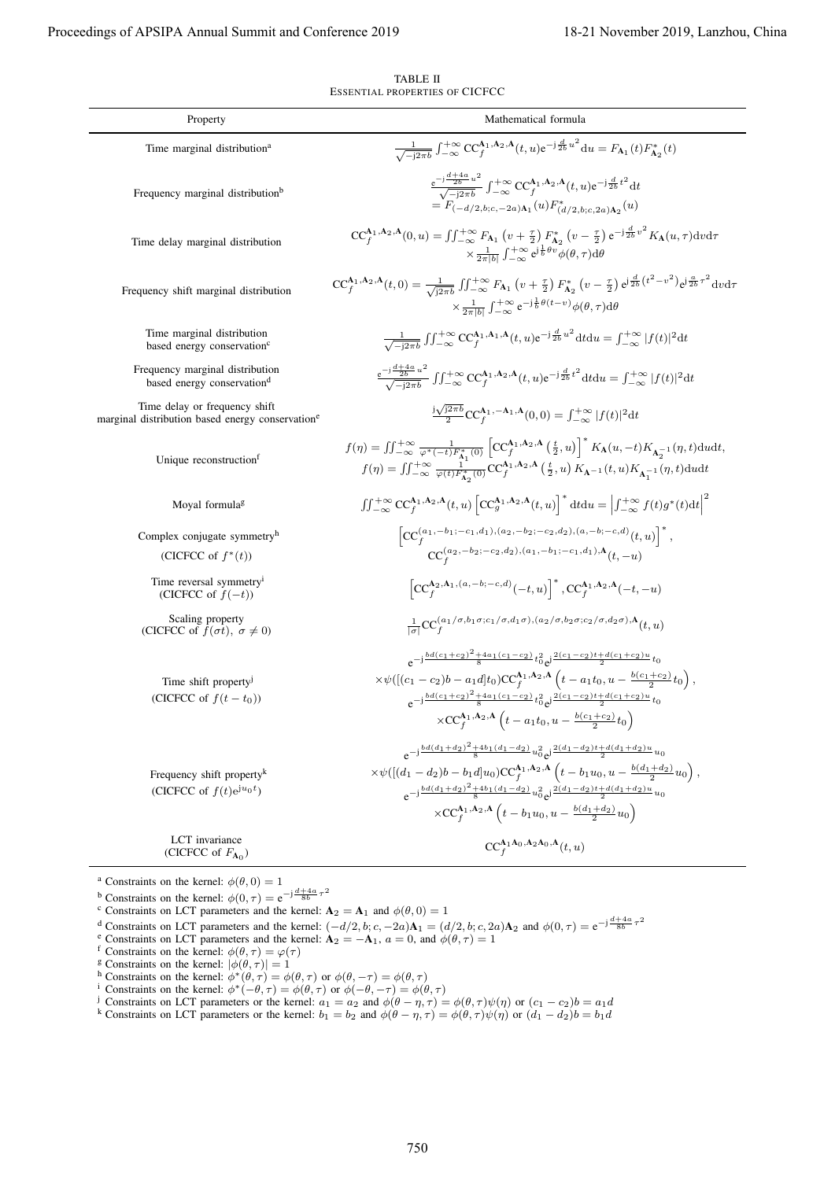TABLE II
ESSENTIAL PROPERTIES OF CICFCC

| Property | Mathematical formula |
|---|---|
| Time marginal distribution[a] | $\frac{1}{\sqrt{-\mathrm{j}2\pi b}}\int_{-\infty}^{+\infty}\mathrm{CC}_f^{\mathbf{A}_1,\mathbf{A}_2,\mathbf{A}}(t,u)\mathrm{e}^{-\mathrm{j}\frac{d}{2b}u^2}\mathrm{d}u = F_{\mathbf{A}_1}(t)F_{\mathbf{A}_2}^*(t)$ |
| Frequency marginal distribution[b] | $\frac{\mathrm{e}^{-\mathrm{j}\frac{d+4a}{2b}u^2}}{\sqrt{-\mathrm{j}2\pi b}}\int_{-\infty}^{+\infty}\mathrm{CC}_f^{\mathbf{A}_1,\mathbf{A}_2,\mathbf{A}}(t,u)\mathrm{e}^{-\mathrm{j}\frac{d}{2b}t^2}\mathrm{d}t = F_{(-d/2,b;c,-2a)\mathbf{A}_1}(u)F_{(d/2,b;c,2a)\mathbf{A}_2}^*(u)$ |
| Time delay marginal distribution | $\mathrm{CC}_f^{\mathbf{A}_1,\mathbf{A}_2,\mathbf{A}}(0,u) = \iint_{-\infty}^{+\infty}F_{\mathbf{A}_1}\left(v+\frac{\tau}{2}\right)F_{\mathbf{A}_2}^*\left(v-\frac{\tau}{2}\right)\mathrm{e}^{-\mathrm{j}\frac{d}{2b}v^2}K_{\mathbf{A}}(u,\tau)\mathrm{d}v\mathrm{d}\tau \times\frac{1}{2\pi\lvert b\rvert}\int_{-\infty}^{+\infty}\mathrm{e}^{\mathrm{j}\frac{1}{b}\theta v}\phi(\theta,\tau)\mathrm{d}\theta$ |
| Frequency shift marginal distribution | $\mathrm{CC}_f^{\mathbf{A}_1,\mathbf{A}_2,\mathbf{A}}(t,0) = \frac{1}{\sqrt{\mathrm{j}2\pi b}}\iint_{-\infty}^{+\infty}F_{\mathbf{A}_1}\left(v+\frac{\tau}{2}\right)F_{\mathbf{A}_2}^*\left(v-\frac{\tau}{2}\right)\mathrm{e}^{\mathrm{j}\frac{d}{2b}(t^2-v^2)}\mathrm{e}^{\mathrm{j}\frac{a}{2b}\tau^2}\mathrm{d}v\mathrm{d}\tau \times\frac{1}{2\pi\lvert b\rvert}\int_{-\infty}^{+\infty}\mathrm{e}^{-\mathrm{j}\frac{1}{b}\theta(t-v)}\phi(\theta,\tau)\mathrm{d}\theta$ |
| Time marginal distribution based energy conservation[c] | $\frac{1}{\sqrt{-\mathrm{j}2\pi b}}\iint_{-\infty}^{+\infty}\mathrm{CC}_f^{\mathbf{A}_1,\mathbf{A}_1,\mathbf{A}}(t,u)\mathrm{e}^{-\mathrm{j}\frac{d}{2b}u^2}\mathrm{d}t\mathrm{d}u = \int_{-\infty}^{+\infty}\lvert f(t)\rvert^2\mathrm{d}t$ |
| Frequency marginal distribution based energy conservation[d] | $\frac{\mathrm{e}^{-\mathrm{j}\frac{d+4a}{2b}u^2}}{\sqrt{-\mathrm{j}2\pi b}}\iint_{-\infty}^{+\infty}\mathrm{CC}_f^{\mathbf{A}_1,\mathbf{A}_2,\mathbf{A}}(t,u)\mathrm{e}^{-\mathrm{j}\frac{d}{2b}t^2}\mathrm{d}t\mathrm{d}u = \int_{-\infty}^{+\infty}\lvert f(t)\rvert^2\mathrm{d}t$ |
| Time delay or frequency shift marginal distribution based energy conservation[e] | $\frac{\mathrm{j}\sqrt{\mathrm{j}2\pi b}}{2}\mathrm{CC}_f^{\mathbf{A}_1,-\mathbf{A}_1,\mathbf{A}}(0,0) = \int_{-\infty}^{+\infty}\lvert f(t)\rvert^2\mathrm{d}t$ |
| Unique reconstruction[f] | $f(\eta) = \iint_{-\infty}^{+\infty}\frac{1}{\varphi^*(-t)F_{\mathbf{A}_1}^*(0)}\left[\mathrm{CC}_f^{\mathbf{A}_1,\mathbf{A}_2,\mathbf{A}}\left(\frac{t}{2},u\right)\right]^*K_{\mathbf{A}}(u,-t)K_{\mathbf{A}_2^{-1}}(\eta,t)\mathrm{d}u\mathrm{d}t$, $f(\eta) = \iint_{-\infty}^{+\infty}\frac{1}{\varphi(t)F_{\mathbf{A}_2}^*(0)}\mathrm{CC}_f^{\mathbf{A}_1,\mathbf{A}_2,\mathbf{A}}\left(\frac{t}{2},u\right)K_{\mathbf{A}^{-1}}(t,u)K_{\mathbf{A}_1^{-1}}(\eta,t)\mathrm{d}u\mathrm{d}t$ |
| Moyal formula[g] | $\iint_{-\infty}^{+\infty}\mathrm{CC}_f^{\mathbf{A}_1,\mathbf{A}_2,\mathbf{A}}(t,u)\left[\mathrm{CC}_g^{\mathbf{A}_1,\mathbf{A}_2,\mathbf{A}}(t,u)\right]^*\mathrm{d}t\mathrm{d}u = \left\lvert\int_{-\infty}^{+\infty}f(t)g^*(t)\mathrm{d}t\right\rvert^2$ |
| Complex conjugate symmetry[h] (CICFCC of $f^*(t)$) | $\left[\mathrm{CC}_f^{(a_1,-b_1;-c_1,d_1),(a_2,-b_2;-c_2,d_2),(a,-b;-c,d)}(t,u)\right]^*$, $\mathrm{CC}_f^{(a_2,-b_2;-c_2,d_2),(a_1,-b_1;-c_1,d_1),\mathbf{A}}(t,-u)$ |
| Time reversal symmetry[i] (CICFCC of $f(-t)$) | $\left[\mathrm{CC}_f^{\mathbf{A}_2,\mathbf{A}_1,(a,-b;-c,d)}(-t,u)\right]^*$, $\mathrm{CC}_f^{\mathbf{A}_1,\mathbf{A}_2,\mathbf{A}}(-t,-u)$ |
| Scaling property (CICFCC of $f(\sigma t)$, $\sigma\neq 0$) | $\frac{1}{\lvert\sigma\rvert}\mathrm{CC}_f^{(a_1/\sigma,b_1\sigma;c_1/\sigma,d_1\sigma),(a_2/\sigma,b_2\sigma;c_2/\sigma,d_2\sigma),\mathbf{A}}(t,u)$ |
| Time shift property[j] (CICFCC of $f(t-t_0)$) | $\mathrm{e}^{-\mathrm{j}\frac{bd(c_1+c_2)^2+4a_1(c_1-c_2)}{8}t_0^2}\mathrm{e}^{\mathrm{j}\frac{2(c_1-c_2)t+d(c_1+c_2)u}{2}t_0}\times\psi([(c_1-c_2)b-a_1d]t_0)\mathrm{CC}_f^{\mathbf{A}_1,\mathbf{A}_2,\mathbf{A}}\left(t-a_1t_0,u-\frac{b(c_1+c_2)}{2}t_0\right)$, $\mathrm{e}^{-\mathrm{j}\frac{bd(c_1+c_2)^2+4a_1(c_1-c_2)}{8}t_0^2}\mathrm{e}^{\mathrm{j}\frac{2(c_1-c_2)t+d(c_1+c_2)u}{2}t_0}\times\mathrm{CC}_f^{\mathbf{A}_1,\mathbf{A}_2,\mathbf{A}}\left(t-a_1t_0,u-\frac{b(c_1+c_2)}{2}t_0\right)$ |
| Frequency shift property[k] (CICFCC of $f(t)\mathrm{e}^{\mathrm{j}u_0t}$) | $\mathrm{e}^{-\mathrm{j}\frac{bd(d_1+d_2)^2+4b_1(d_1-d_2)}{8}u_0^2}\mathrm{e}^{\mathrm{j}\frac{2(d_1-d_2)t+d(d_1+d_2)u}{2}u_0}\times\psi([(d_1-d_2)b-b_1d]u_0)\mathrm{CC}_f^{\mathbf{A}_1,\mathbf{A}_2,\mathbf{A}}\left(t-b_1u_0,u-\frac{b(d_1+d_2)}{2}u_0\right)$, $\mathrm{e}^{-\mathrm{j}\frac{bd(d_1+d_2)^2+4b_1(d_1-d_2)}{8}u_0^2}\mathrm{e}^{\mathrm{j}\frac{2(d_1-d_2)t+d(d_1+d_2)u}{2}u_0}\times\mathrm{CC}_f^{\mathbf{A}_1,\mathbf{A}_2,\mathbf{A}}\left(t-b_1u_0,u-\frac{b(d_1+d_2)}{2}u_0\right)$ |
| LCT invariance (CICFCC of $F_{\mathbf{A}_0}$) | $\mathrm{CC}_f^{\mathbf{A}_1\mathbf{A}_0,\mathbf{A}_2\mathbf{A}_0,\mathbf{A}}(t,u)$ |

[a] Constraints on the kernel: $\phi(\theta,0)=1$

[b] Constraints on the kernel: $\phi(0,\tau)=\mathrm{e}^{-\mathrm{j}\frac{d+4a}{8b}\tau^2}$

[c] Constraints on LCT parameters and the kernel: $\mathbf{A}_2=\mathbf{A}_1$ and $\phi(\theta,0)=1$

[d] Constraints on LCT parameters and the kernel: $(-d/2,b;c,-2a)\mathbf{A}_1=(d/2,b;c,2a)\mathbf{A}_2$ and $\phi(0,\tau)=\mathrm{e}^{-\mathrm{j}\frac{d+4a}{8b}\tau^2}$

[e] Constraints on LCT parameters and the kernel: $\mathbf{A}_2=-\mathbf{A}_1$, $a=0$, and $\phi(\theta,\tau)=1$

[f] Constraints on the kernel: $\phi(\theta,\tau)=\varphi(\tau)$

[g] Constraints on the kernel: $\lvert\phi(\theta,\tau)\rvert=1$

[h] Constraints on the kernel: $\phi^*(\theta,\tau)=\phi(\theta,\tau)$ or $\phi(\theta,-\tau)=\phi(\theta,\tau)$

[i] Constraints on the kernel: $\phi^*(-\theta,\tau)=\phi(\theta,\tau)$ or $\phi(-\theta,-\tau)=\phi(\theta,\tau)$

[j] Constraints on LCT parameters or the kernel: $a_1=a_2$ and $\phi(\theta-\eta,\tau)=\phi(\theta,\tau)\psi(\eta)$ or $(c_1-c_2)b=a_1d$

[k] Constraints on LCT parameters or the kernel: $b_1=b_2$ and $\phi(\theta-\eta,\tau)=\phi(\theta,\tau)\psi(\eta)$ or $(d_1-d_2)b=b_1d$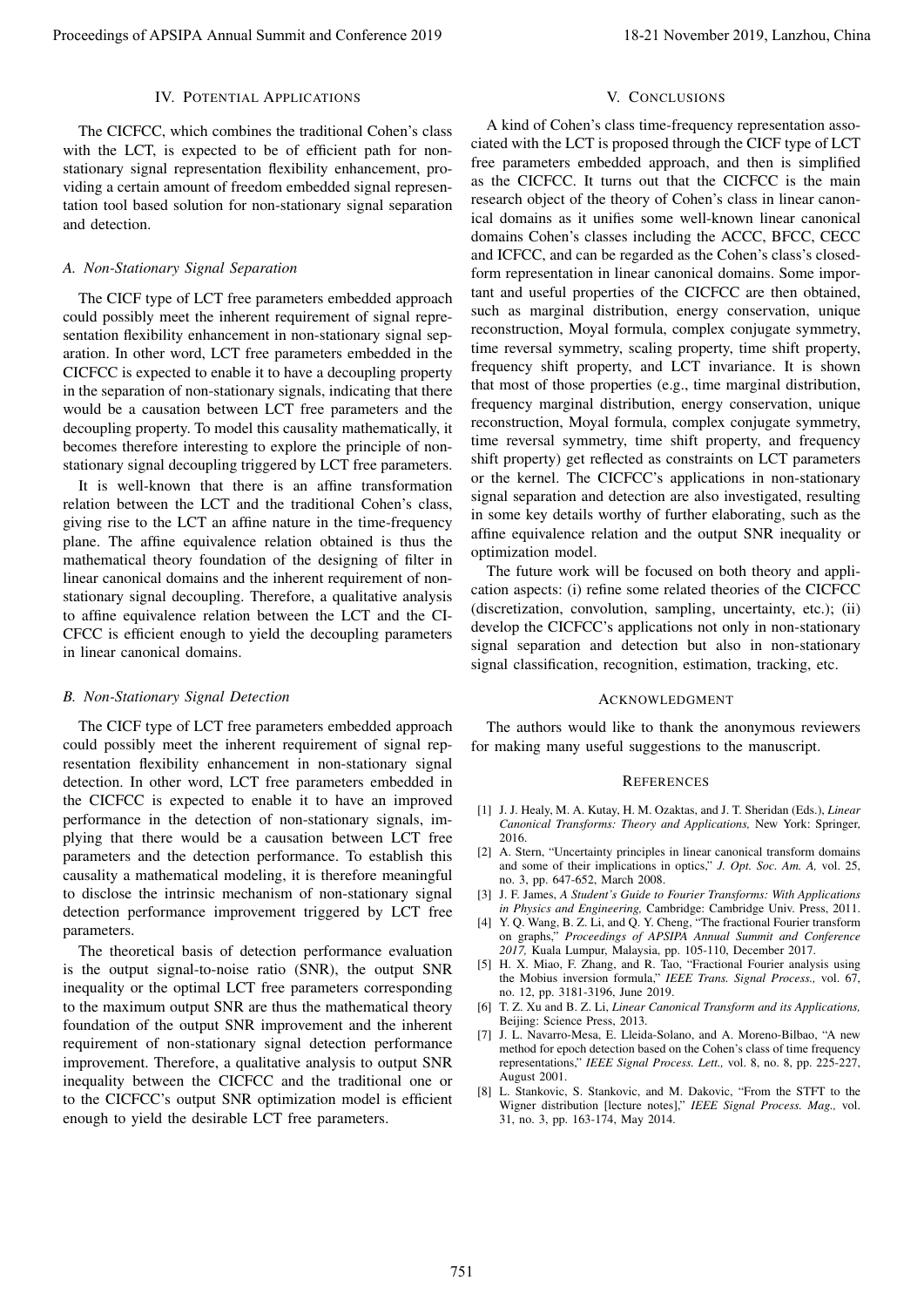## IV. Potential Applications

The CICFCC, which combines the traditional Cohen's class with the LCT, is expected to be of efficient path for non-stationary signal representation flexibility enhancement, providing a certain amount of freedom embedded signal representation tool based solution for non-stationary signal separation and detection.

### A. Non-Stationary Signal Separation

The CICF type of LCT free parameters embedded approach could possibly meet the inherent requirement of signal representation flexibility enhancement in non-stationary signal separation. In other word, LCT free parameters embedded in the CICFCC is expected to enable it to have a decoupling property in the separation of non-stationary signals, indicating that there would be a causation between LCT free parameters and the decoupling property. To model this causality mathematically, it becomes therefore interesting to explore the principle of non-stationary signal decoupling triggered by LCT free parameters.

It is well-known that there is an affine transformation relation between the LCT and the traditional Cohen's class, giving rise to the LCT an affine nature in the time-frequency plane. The affine equivalence relation obtained is thus the mathematical theory foundation of the designing of filter in linear canonical domains and the inherent requirement of non-stationary signal decoupling. Therefore, a qualitative analysis to affine equivalence relation between the LCT and the CICFCC is efficient enough to yield the decoupling parameters in linear canonical domains.

### B. Non-Stationary Signal Detection

The CICF type of LCT free parameters embedded approach could possibly meet the inherent requirement of signal representation flexibility enhancement in non-stationary signal detection. In other word, LCT free parameters embedded in the CICFCC is expected to enable it to have an improved performance in the detection of non-stationary signals, implying that there would be a causation between LCT free parameters and the detection performance. To establish this causality a mathematical modeling, it is therefore meaningful to disclose the intrinsic mechanism of non-stationary signal detection performance improvement triggered by LCT free parameters.

The theoretical basis of detection performance evaluation is the output signal-to-noise ratio (SNR), the output SNR inequality or the optimal LCT free parameters corresponding to the maximum output SNR are thus the mathematical theory foundation of the output SNR improvement and the inherent requirement of non-stationary signal detection performance improvement. Therefore, a qualitative analysis to output SNR inequality between the CICFCC and the traditional one or to the CICFCC's output SNR optimization model is efficient enough to yield the desirable LCT free parameters.

## V. Conclusions

A kind of Cohen's class time-frequency representation associated with the LCT is proposed through the CICF type of LCT free parameters embedded approach, and then is simplified as the CICFCC. It turns out that the CICFCC is the main research object of the theory of Cohen's class in linear canonical domains as it unifies some well-known linear canonical domains Cohen's classes including the ACCC, BFCC, CECC and ICFCC, and can be regarded as the Cohen's class's closed-form representation in linear canonical domains. Some important and useful properties of the CICFCC are then obtained, such as marginal distribution, energy conservation, unique reconstruction, Moyal formula, complex conjugate symmetry, time reversal symmetry, scaling property, time shift property, frequency shift property, and LCT invariance. It is shown that most of those properties (e.g., time marginal distribution, frequency marginal distribution, energy conservation, unique reconstruction, Moyal formula, complex conjugate symmetry, time reversal symmetry, time shift property, and frequency shift property) get reflected as constraints on LCT parameters or the kernel. The CICFCC's applications in non-stationary signal separation and detection are also investigated, resulting in some key details worthy of further elaborating, such as the affine equivalence relation and the output SNR inequality or optimization model.

The future work will be focused on both theory and application aspects: (i) refine some related theories of the CICFCC (discretization, convolution, sampling, uncertainty, etc.); (ii) develop the CICFCC's applications not only in non-stationary signal separation and detection but also in non-stationary signal classification, recognition, estimation, tracking, etc.

## Acknowledgment

The authors would like to thank the anonymous reviewers for making many useful suggestions to the manuscript.

## References

[1] J. J. Healy, M. A. Kutay, H. M. Ozaktas, and J. T. Sheridan (Eds.), *Linear Canonical Transforms: Theory and Applications,* New York: Springer, 2016.

[2] A. Stern, "Uncertainty principles in linear canonical transform domains and some of their implications in optics," *J. Opt. Soc. Am. A,* vol. 25, no. 3, pp. 647-652, March 2008.

[3] J. F. James, *A Student's Guide to Fourier Transforms: With Applications in Physics and Engineering,* Cambridge: Cambridge Univ. Press, 2011.

[4] Y. Q. Wang, B. Z. Li, and Q. Y. Cheng, "The fractional Fourier transform on graphs," *Proceedings of APSIPA Annual Summit and Conference 2017,* Kuala Lumpur, Malaysia, pp. 105-110, December 2017.

[5] H. X. Miao, F. Zhang, and R. Tao, "Fractional Fourier analysis using the Mobius inversion formula," *IEEE Trans. Signal Process.,* vol. 67, no. 12, pp. 3181-3196, June 2019.

[6] T. Z. Xu and B. Z. Li, *Linear Canonical Transform and its Applications,* Beijing: Science Press, 2013.

[7] J. L. Navarro-Mesa, E. Lleida-Solano, and A. Moreno-Bilbao, "A new method for epoch detection based on the Cohen's class of time frequency representations," *IEEE Signal Process. Lett.,* vol. 8, no. 8, pp. 225-227, August 2001.

[8] L. Stankovic, S. Stankovic, and M. Dakovic, "From the STFT to the Wigner distribution [lecture notes]," *IEEE Signal Process. Mag.,* vol. 31, no. 3, pp. 163-174, May 2014.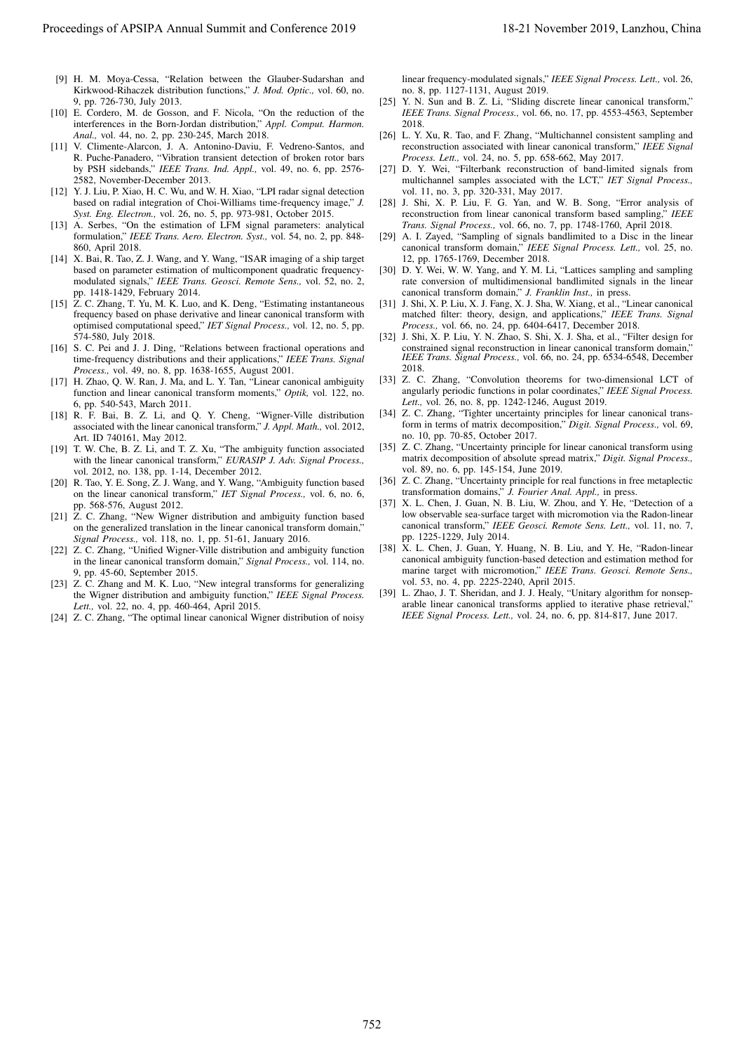[9] H. M. Moya-Cessa, "Relation between the Glauber-Sudarshan and Kirkwood-Rihaczek distribution functions," *J. Mod. Optic.,* vol. 60, no. 9, pp. 726-730, July 2013.

[10] E. Cordero, M. de Gosson, and F. Nicola, "On the reduction of the interferences in the Born-Jordan distribution," *Appl. Comput. Harmon. Anal.,* vol. 44, no. 2, pp. 230-245, March 2018.

[11] V. Climente-Alarcon, J. A. Antonino-Daviu, F. Vedreno-Santos, and R. Puche-Panadero, "Vibration transient detection of broken rotor bars by PSH sidebands," *IEEE Trans. Ind. Appl.,* vol. 49, no. 6, pp. 2576-2582, November-December 2013.

[12] Y. J. Liu, P. Xiao, H. C. Wu, and W. H. Xiao, "LPI radar signal detection based on radial integration of Choi-Williams time-frequency image," *J. Syst. Eng. Electron.,* vol. 26, no. 5, pp. 973-981, October 2015.

[13] A. Serbes, "On the estimation of LFM signal parameters: analytical formulation," *IEEE Trans. Aero. Electron. Syst.,* vol. 54, no. 2, pp. 848-860, April 2018.

[14] X. Bai, R. Tao, Z. J. Wang, and Y. Wang, "ISAR imaging of a ship target based on parameter estimation of multicomponent quadratic frequency-modulated signals," *IEEE Trans. Geosci. Remote Sens.,* vol. 52, no. 2, pp. 1418-1429, February 2014.

[15] Z. C. Zhang, T. Yu, M. K. Luo, and K. Deng, "Estimating instantaneous frequency based on phase derivative and linear canonical transform with optimised computational speed," *IET Signal Process.,* vol. 12, no. 5, pp. 574-580, July 2018.

[16] S. C. Pei and J. J. Ding, "Relations between fractional operations and time-frequency distributions and their applications," *IEEE Trans. Signal Process.,* vol. 49, no. 8, pp. 1638-1655, August 2001.

[17] H. Zhao, Q. W. Ran, J. Ma, and L. Y. Tan, "Linear canonical ambiguity function and linear canonical transform moments," *Optik,* vol. 122, no. 6, pp. 540-543, March 2011.

[18] R. F. Bai, B. Z. Li, and Q. Y. Cheng, "Wigner-Ville distribution associated with the linear canonical transform," *J. Appl. Math.,* vol. 2012, Art. ID 740161, May 2012.

[19] T. W. Che, B. Z. Li, and T. Z. Xu, "The ambiguity function associated with the linear canonical transform," *EURASIP J. Adv. Signal Process.,* vol. 2012, no. 138, pp. 1-14, December 2012.

[20] R. Tao, Y. E. Song, Z. J. Wang, and Y. Wang, "Ambiguity function based on the linear canonical transform," *IET Signal Process.,* vol. 6, no. 6, pp. 568-576, August 2012.

[21] Z. C. Zhang, "New Wigner distribution and ambiguity function based on the generalized translation in the linear canonical transform domain," *Signal Process.,* vol. 118, no. 1, pp. 51-61, January 2016.

[22] Z. C. Zhang, "Unified Wigner-Ville distribution and ambiguity function in the linear canonical transform domain," *Signal Process.,* vol. 114, no. 9, pp. 45-60, September 2015.

[23] Z. C. Zhang and M. K. Luo, "New integral transforms for generalizing the Wigner distribution and ambiguity function," *IEEE Signal Process. Lett.,* vol. 22, no. 4, pp. 460-464, April 2015.

[24] Z. C. Zhang, "The optimal linear canonical Wigner distribution of noisy linear frequency-modulated signals," *IEEE Signal Process. Lett.,* vol. 26, no. 8, pp. 1127-1131, August 2019.

[25] Y. N. Sun and B. Z. Li, "Sliding discrete linear canonical transform," *IEEE Trans. Signal Process.,* vol. 66, no. 17, pp. 4553-4563, September 2018.

[26] L. Y. Xu, R. Tao, and F. Zhang, "Multichannel consistent sampling and reconstruction associated with linear canonical transform," *IEEE Signal Process. Lett.,* vol. 24, no. 5, pp. 658-662, May 2017.

[27] D. Y. Wei, "Filterbank reconstruction of band-limited signals from multichannel samples associated with the LCT," *IET Signal Process.,* vol. 11, no. 3, pp. 320-331, May 2017.

[28] J. Shi, X. P. Liu, F. G. Yan, and W. B. Song, "Error analysis of reconstruction from linear canonical transform based sampling," *IEEE Trans. Signal Process.,* vol. 66, no. 7, pp. 1748-1760, April 2018.

[29] A. I. Zayed, "Sampling of signals bandlimited to a Disc in the linear canonical transform domain," *IEEE Signal Process. Lett.,* vol. 25, no. 12, pp. 1765-1769, December 2018.

[30] D. Y. Wei, W. W. Yang, and Y. M. Li, "Lattices sampling and sampling rate conversion of multidimensional bandlimited signals in the linear canonical transform domain," *J. Franklin Inst.,* in press.

[31] J. Shi, X. P. Liu, X. J. Fang, X. J. Sha, W. Xiang, et al., "Linear canonical matched filter: theory, design, and applications," *IEEE Trans. Signal Process.,* vol. 66, no. 24, pp. 6404-6417, December 2018.

[32] J. Shi, X. P. Liu, Y. N. Zhao, S. Shi, X. J. Sha, et al., "Filter design for constrained signal reconstruction in linear canonical transform domain," *IEEE Trans. Signal Process.,* vol. 66, no. 24, pp. 6534-6548, December 2018.

[33] Z. C. Zhang, "Convolution theorems for two-dimensional LCT of angularly periodic functions in polar coordinates," *IEEE Signal Process. Lett.,* vol. 26, no. 8, pp. 1242-1246, August 2019.

[34] Z. C. Zhang, "Tighter uncertainty principles for linear canonical transform in terms of matrix decomposition," *Digit. Signal Process.,* vol. 69, no. 10, pp. 70-85, October 2017.

[35] Z. C. Zhang, "Uncertainty principle for linear canonical transform using matrix decomposition of absolute spread matrix," *Digit. Signal Process.,* vol. 89, no. 6, pp. 145-154, June 2019.

[36] Z. C. Zhang, "Uncertainty principle for real functions in free metaplectic transformation domains," *J. Fourier Anal. Appl.,* in press.

[37] X. L. Chen, J. Guan, N. B. Liu, W. Zhou, and Y. He, "Detection of a low observable sea-surface target with micromotion via the Radon-linear canonical transform," *IEEE Geosci. Remote Sens. Lett.,* vol. 11, no. 7, pp. 1225-1229, July 2014.

[38] X. L. Chen, J. Guan, Y. Huang, N. B. Liu, and Y. He, "Radon-linear canonical ambiguity function-based detection and estimation method for marine target with micromotion," *IEEE Trans. Geosci. Remote Sens.,* vol. 53, no. 4, pp. 2225-2240, April 2015.

[39] L. Zhao, J. T. Sheridan, and J. J. Healy, "Unitary algorithm for nonseparable linear canonical transforms applied to iterative phase retrieval," *IEEE Signal Process. Lett.,* vol. 24, no. 6, pp. 814-817, June 2017.